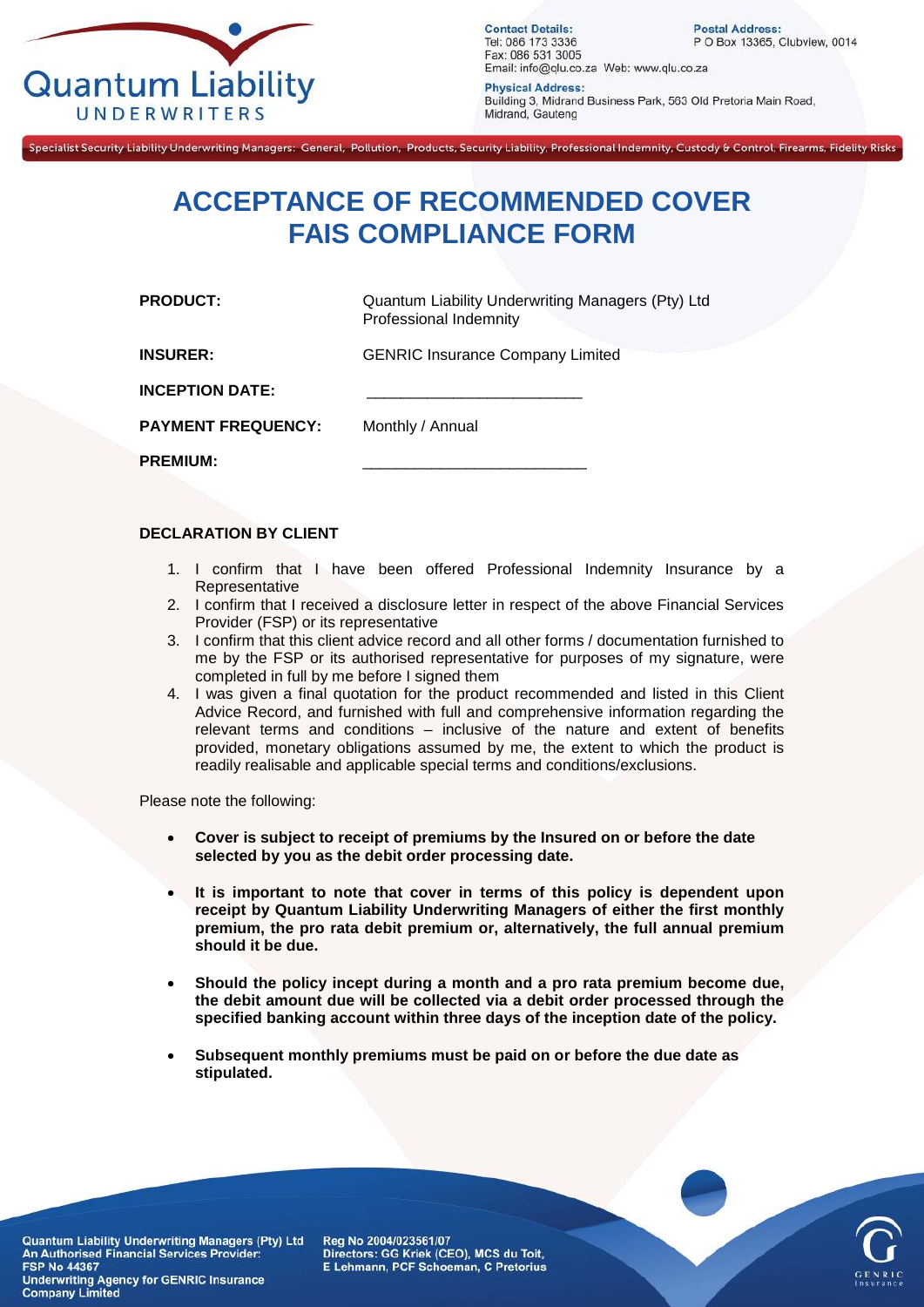Quantum Liability UNDERWRITERS

**Contact Details:**
Tel: 086 173 3336
Fax: 086 531 3005
Email: info@qlu.co.za Web: www.qlu.co.za

**Postal Address:**
P O Box 13365, Clubview, 0014

**Physical Address:**
Building 3, Midrand Business Park, 563 Old Pretoria Main Road, Midrand, Gauteng

Specialist Security Liability Underwriting Managers: General, Pollution, Products, Security Liability, Professional Indemnity, Custody & Control, Firearms, Fidelity Risks

# ACCEPTANCE OF RECOMMENDED COVER
# FAIS COMPLIANCE FORM

| | |
|---|---|
| **PRODUCT:** | Quantum Liability Underwriting Managers (Pty) Ltd Professional Indemnity |
| **INSURER:** | GENRIC Insurance Company Limited |
| **INCEPTION DATE:** | ________________________ |
| **PAYMENT FREQUENCY:** | Monthly / Annual |
| **PREMIUM:** | ________________________ |

**DECLARATION BY CLIENT**

1. I confirm that I have been offered Professional Indemnity Insurance by a Representative
2. I confirm that I received a disclosure letter in respect of the above Financial Services Provider (FSP) or its representative
3. I confirm that this client advice record and all other forms / documentation furnished to me by the FSP or its authorised representative for purposes of my signature, were completed in full by me before I signed them
4. I was given a final quotation for the product recommended and listed in this Client Advice Record, and furnished with full and comprehensive information regarding the relevant terms and conditions – inclusive of the nature and extent of benefits provided, monetary obligations assumed by me, the extent to which the product is readily realisable and applicable special terms and conditions/exclusions.

Please note the following:

- **Cover is subject to receipt of premiums by the Insured on or before the date selected by you as the debit order processing date.**
- **It is important to note that cover in terms of this policy is dependent upon receipt by Quantum Liability Underwriting Managers of either the first monthly premium, the pro rata debit premium or, alternatively, the full annual premium should it be due.**
- **Should the policy incept during a month and a pro rata premium become due, the debit amount due will be collected via a debit order processed through the specified banking account within three days of the inception date of the policy.**
- **Subsequent monthly premiums must be paid on or before the due date as stipulated.**

Quantum Liability Underwriting Managers (Pty) Ltd
An Authorised Financial Services Provider:
FSP No 44367
Underwriting Agency for GENRIC Insurance Company Limited

Reg No 2004/023561/07
Directors: GG Kriek (CEO), MCS du Toit, E Lehmann, PCF Schoeman, C Pretorius

GENRIC Insurance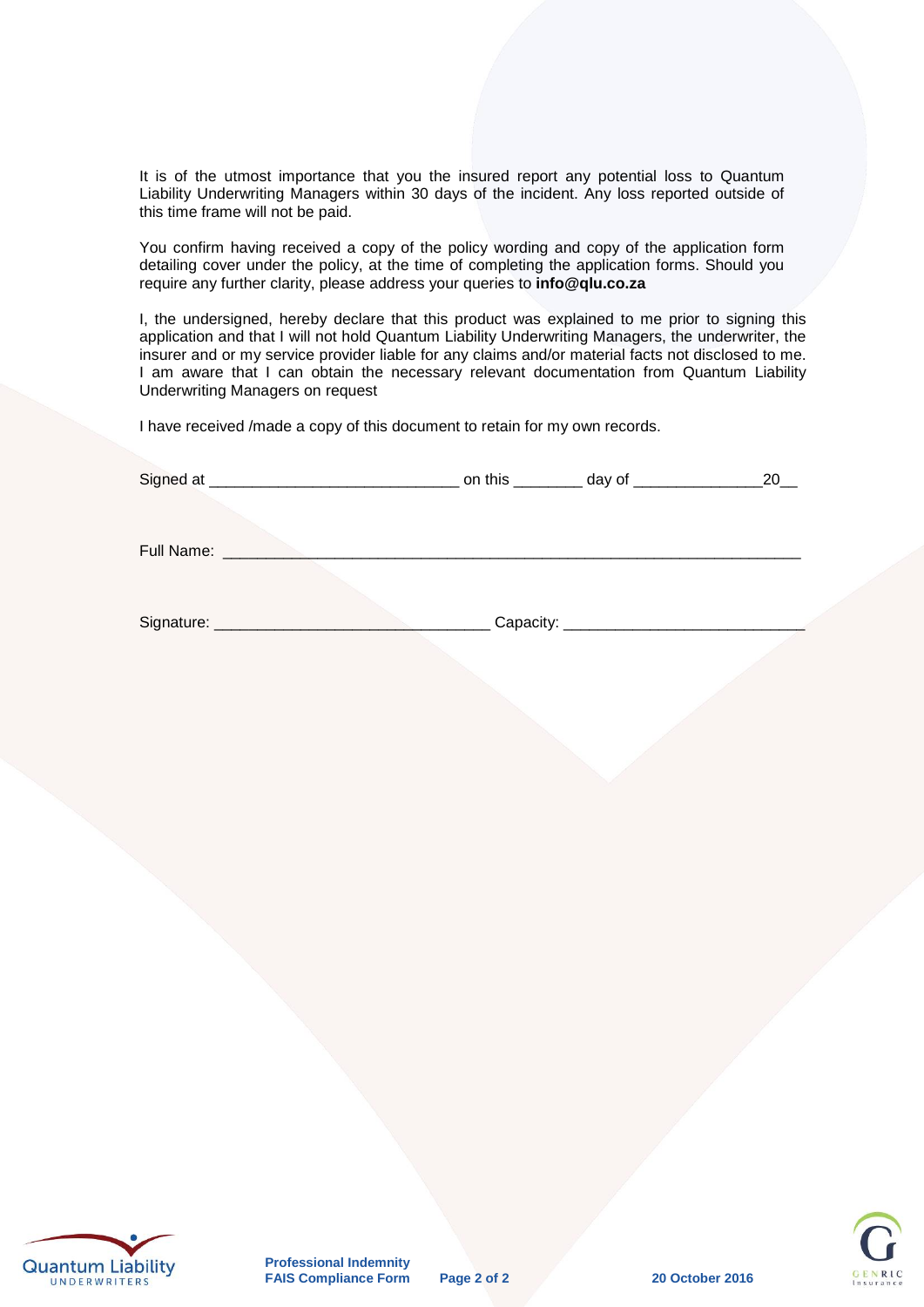It is of the utmost importance that you the insured report any potential loss to Quantum Liability Underwriting Managers within 30 days of the incident. Any loss reported outside of this time frame will not be paid.

You confirm having received a copy of the policy wording and copy of the application form detailing cover under the policy, at the time of completing the application forms. Should you require any further clarity, please address your queries to **info@qlu.co.za**

I, the undersigned, hereby declare that this product was explained to me prior to signing this application and that I will not hold Quantum Liability Underwriting Managers, the underwriter, the insurer and or my service provider liable for any claims and/or material facts not disclosed to me. I am aware that I can obtain the necessary relevant documentation from Quantum Liability Underwriting Managers on request

I have received /made a copy of this document to retain for my own records.

Signed at _____________________________ on this ________ day of _______________20__

Full Name: ____________________________________________________________________

Signature: ________________________________ Capacity: ____________________________